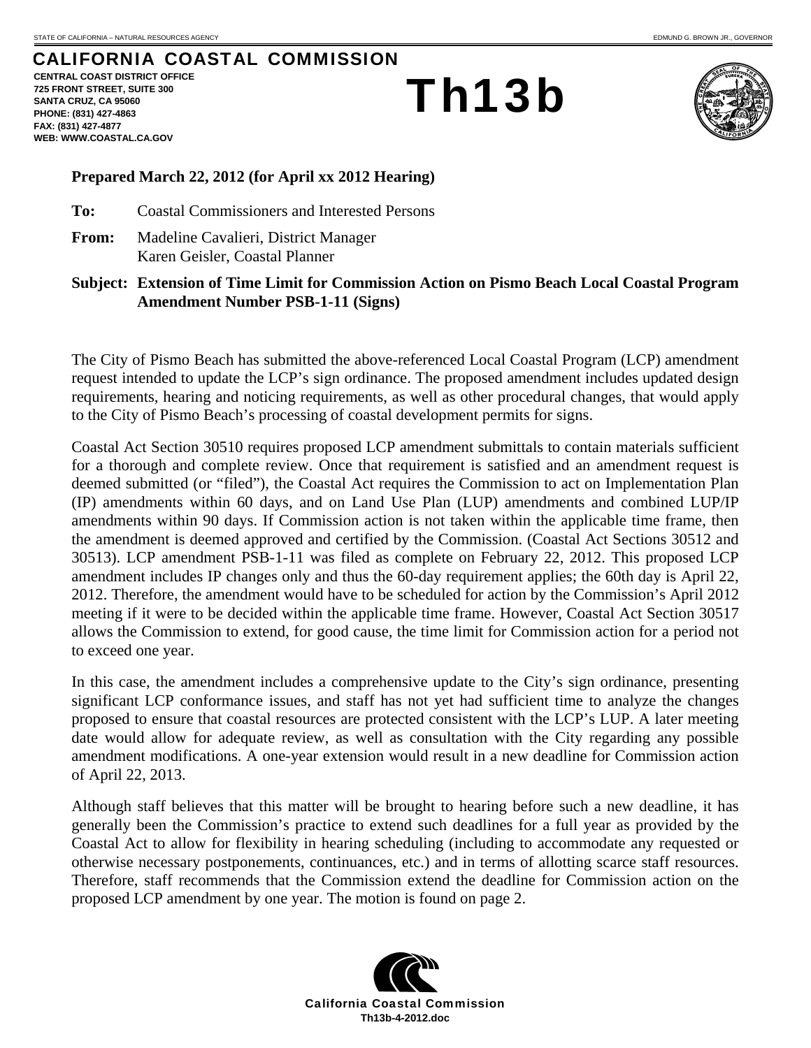STATE OF CALIFORNIA – NATURAL RESOURCES AGENCY EDMUND G. BROWN JR., GOVERNOR

# CALIFORNIA COASTAL COMMISSION

**CENTRAL COAST DISTRICT OFFICE**
**725 FRONT STREET, SUITE 300**
**SANTA CRUZ, CA 95060**
**PHONE: (831) 427-4863**
**FAX: (831) 427-4877**
**WEB: WWW.COASTAL.CA.GOV**

# Th13b

**Prepared March 22, 2012 (for April xx 2012 Hearing)**

**To:** Coastal Commissioners and Interested Persons

**From:** Madeline Cavalieri, District Manager
Karen Geisler, Coastal Planner

**Subject: Extension of Time Limit for Commission Action on Pismo Beach Local Coastal Program Amendment Number PSB-1-11 (Signs)**

The City of Pismo Beach has submitted the above-referenced Local Coastal Program (LCP) amendment request intended to update the LCP's sign ordinance. The proposed amendment includes updated design requirements, hearing and noticing requirements, as well as other procedural changes, that would apply to the City of Pismo Beach's processing of coastal development permits for signs.

Coastal Act Section 30510 requires proposed LCP amendment submittals to contain materials sufficient for a thorough and complete review. Once that requirement is satisfied and an amendment request is deemed submitted (or "filed"), the Coastal Act requires the Commission to act on Implementation Plan (IP) amendments within 60 days, and on Land Use Plan (LUP) amendments and combined LUP/IP amendments within 90 days. If Commission action is not taken within the applicable time frame, then the amendment is deemed approved and certified by the Commission. (Coastal Act Sections 30512 and 30513). LCP amendment PSB-1-11 was filed as complete on February 22, 2012. This proposed LCP amendment includes IP changes only and thus the 60-day requirement applies; the 60th day is April 22, 2012. Therefore, the amendment would have to be scheduled for action by the Commission's April 2012 meeting if it were to be decided within the applicable time frame. However, Coastal Act Section 30517 allows the Commission to extend, for good cause, the time limit for Commission action for a period not to exceed one year.

In this case, the amendment includes a comprehensive update to the City's sign ordinance, presenting significant LCP conformance issues, and staff has not yet had sufficient time to analyze the changes proposed to ensure that coastal resources are protected consistent with the LCP's LUP. A later meeting date would allow for adequate review, as well as consultation with the City regarding any possible amendment modifications. A one-year extension would result in a new deadline for Commission action of April 22, 2013.

Although staff believes that this matter will be brought to hearing before such a new deadline, it has generally been the Commission's practice to extend such deadlines for a full year as provided by the Coastal Act to allow for flexibility in hearing scheduling (including to accommodate any requested or otherwise necessary postponements, continuances, etc.) and in terms of allotting scarce staff resources. Therefore, staff recommends that the Commission extend the deadline for Commission action on the proposed LCP amendment by one year. The motion is found on page 2.

California Coastal Commission
Th13b-4-2012.doc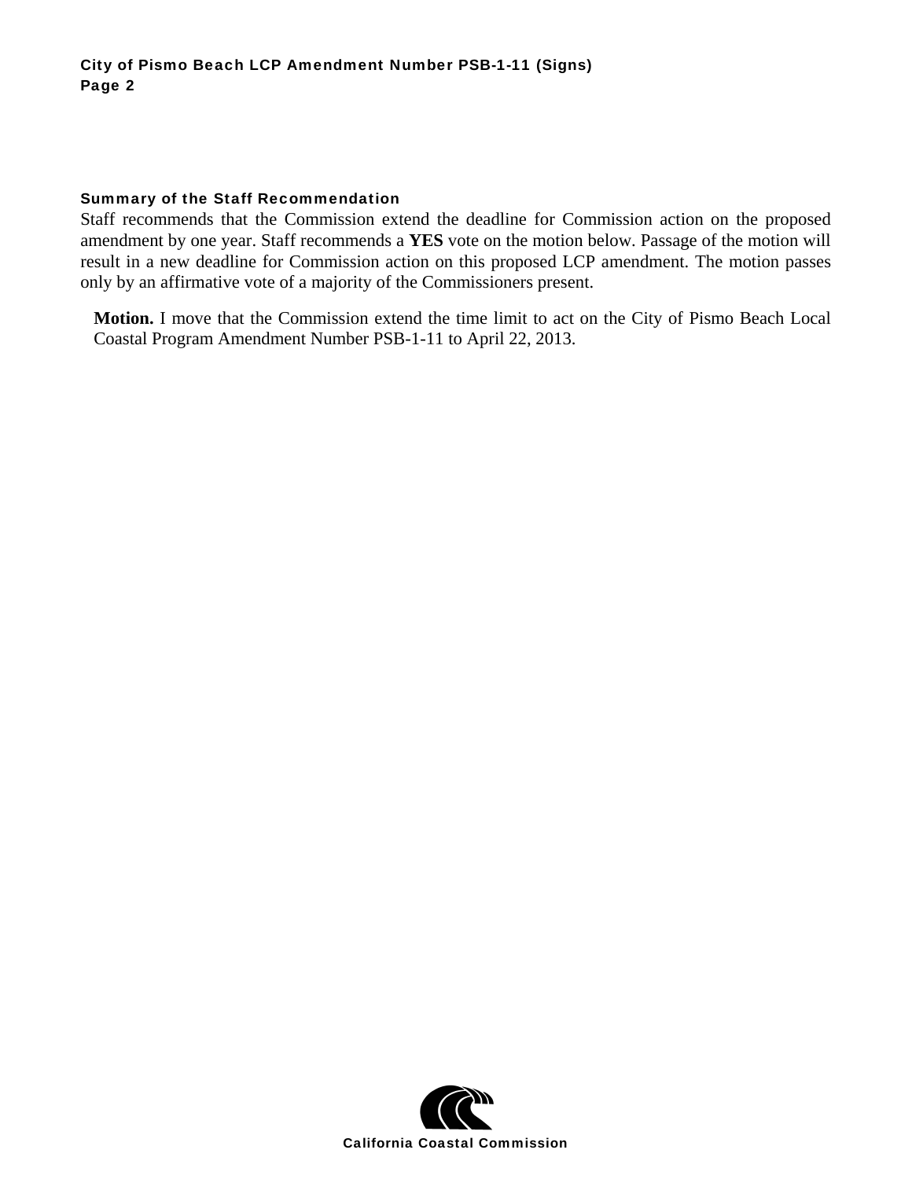### Summary of the Staff Recommendation

Staff recommends that the Commission extend the deadline for Commission action on the proposed amendment by one year. Staff recommends a **YES** vote on the motion below. Passage of the motion will result in a new deadline for Commission action on this proposed LCP amendment. The motion passes only by an affirmative vote of a majority of the Commissioners present.

**Motion.** I move that the Commission extend the time limit to act on the City of Pismo Beach Local Coastal Program Amendment Number PSB-1-11 to April 22, 2013.